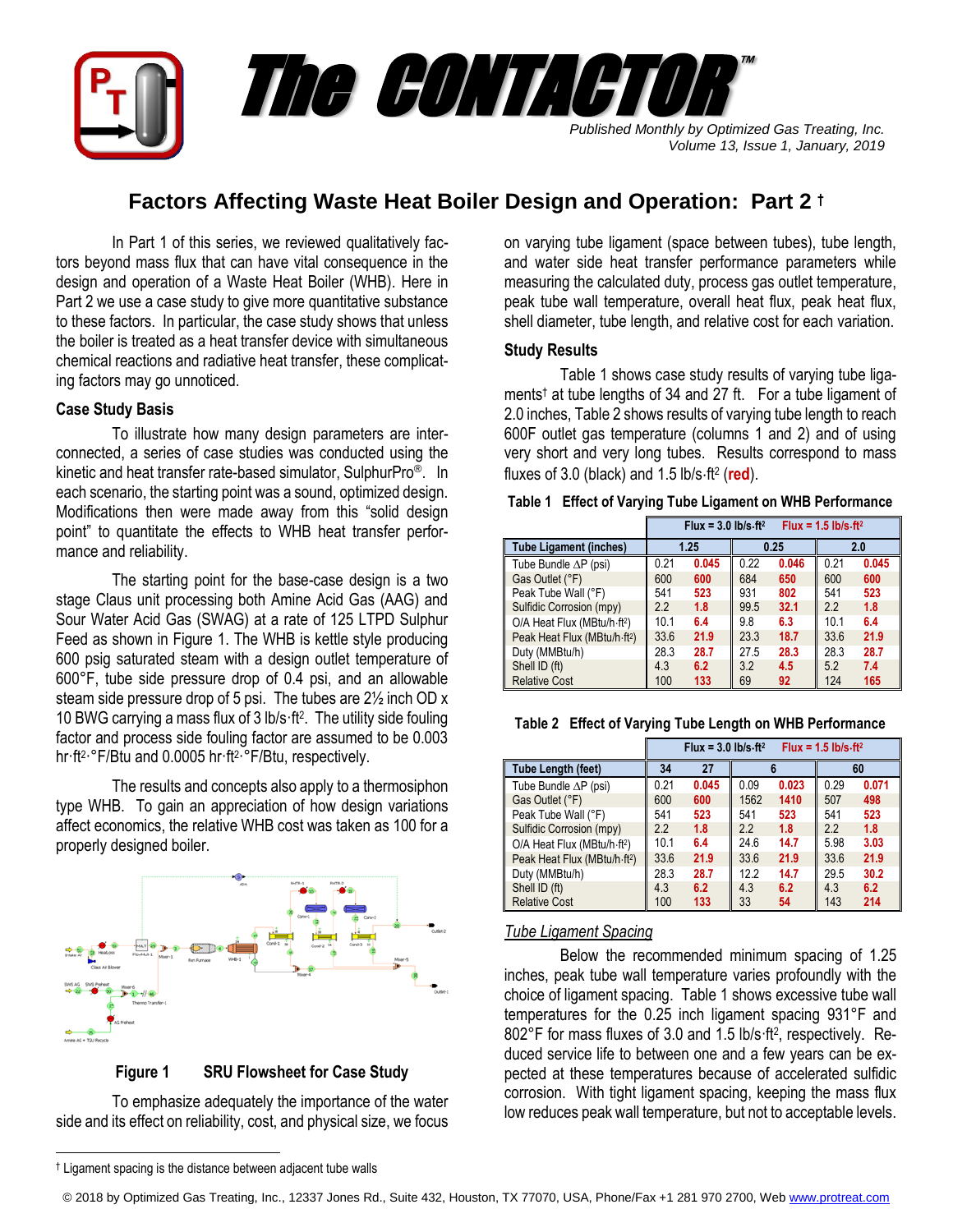# The CONTACTOR™

*Published Monthly by Optimized Gas Treating, Inc.*
*Volume 13, Issue 1, January, 2019*

## Factors Affecting Waste Heat Boiler Design and Operation: Part 2 †

In Part 1 of this series, we reviewed qualitatively factors beyond mass flux that can have vital consequence in the design and operation of a Waste Heat Boiler (WHB). Here in Part 2 we use a case study to give more quantitative substance to these factors. In particular, the case study shows that unless the boiler is treated as a heat transfer device with simultaneous chemical reactions and radiative heat transfer, these complicating factors may go unnoticed.

### Case Study Basis

To illustrate how many design parameters are interconnected, a series of case studies was conducted using the kinetic and heat transfer rate-based simulator, SulphurPro®. In each scenario, the starting point was a sound, optimized design. Modifications then were made away from this "solid design point" to quantitate the effects to WHB heat transfer performance and reliability.

The starting point for the base-case design is a two stage Claus unit processing both Amine Acid Gas (AAG) and Sour Water Acid Gas (SWAG) at a rate of 125 LTPD Sulphur Feed as shown in Figure 1. The WHB is kettle style producing 600 psig saturated steam with a design outlet temperature of 600°F, tube side pressure drop of 0.4 psi, and an allowable steam side pressure drop of 5 psi. The tubes are 2½ inch OD x 10 BWG carrying a mass flux of 3 lb/s·ft². The utility side fouling factor and process side fouling factor are assumed to be 0.003 hr·ft²·°F/Btu and 0.0005 hr·ft²·°F/Btu, respectively.

The results and concepts also apply to a thermosiphon type WHB. To gain an appreciation of how design variations affect economics, the relative WHB cost was taken as 100 for a properly designed boiler.

**Figure 1 SRU Flowsheet for Case Study**

To emphasize adequately the importance of the water side and its effect on reliability, cost, and physical size, we focus on varying tube ligament (space between tubes), tube length, and water side heat transfer performance parameters while measuring the calculated duty, process gas outlet temperature, peak tube wall temperature, overall heat flux, peak heat flux, shell diameter, tube length, and relative cost for each variation.

### Study Results

Table 1 shows case study results of varying tube ligaments† at tube lengths of 34 and 27 ft. For a tube ligament of 2.0 inches, Table 2 shows results of varying tube length to reach 600F outlet gas temperature (columns 1 and 2) and of using very short and very long tubes. Results correspond to mass fluxes of 3.0 (black) and 1.5 lb/s·ft² (**red**).

**Table 1 Effect of Varying Tube Ligament on WHB Performance**

(Flux = 3.0 lb/s·ft² first value; **Flux = 1.5 lb/s·ft²** second value in red)

| Tube Ligament (inches) | 1.25 | | 0.25 | | 2.0 | |
|---|---|---|---|---|---|---|
| Tube Bundle ΔP (psi) | 0.21 | **0.045** | 0.22 | **0.046** | 0.21 | **0.045** |
| Gas Outlet (°F) | 600 | **600** | 684 | **650** | 600 | **600** |
| Peak Tube Wall (°F) | 541 | **523** | 931 | **802** | 541 | **523** |
| Sulfidic Corrosion (mpy) | 2.2 | **1.8** | 99.5 | **32.1** | 2.2 | **1.8** |
| O/A Heat Flux (MBtu/h·ft²) | 10.1 | **6.4** | 9.8 | **6.3** | 10.1 | **6.4** |
| Peak Heat Flux (MBtu/h·ft²) | 33.6 | **21.9** | 23.3 | **18.7** | 33.6 | **21.9** |
| Duty (MMBtu/h) | 28.3 | **28.7** | 27.5 | **28.3** | 28.3 | **28.7** |
| Shell ID (ft) | 4.3 | **6.2** | 3.2 | **4.5** | 5.2 | **7.4** |
| Relative Cost | 100 | **133** | 69 | **92** | 124 | **165** |

**Table 2 Effect of Varying Tube Length on WHB Performance**

(Flux = 3.0 lb/s·ft² first value; **Flux = 1.5 lb/s·ft²** second value in red)

| Tube Length (feet) | 34 | 27 | 6 | | 60 | |
|---|---|---|---|---|---|---|
| Tube Bundle ΔP (psi) | 0.21 | **0.045** | 0.09 | **0.023** | 0.29 | **0.071** |
| Gas Outlet (°F) | 600 | **600** | 1562 | **1410** | 507 | **498** |
| Peak Tube Wall (°F) | 541 | **523** | 541 | **523** | 541 | **523** |
| Sulfidic Corrosion (mpy) | 2.2 | **1.8** | 2.2 | **1.8** | 2.2 | **1.8** |
| O/A Heat Flux (MBtu/h·ft²) | 10.1 | **6.4** | 24.6 | **14.7** | 5.98 | **3.03** |
| Peak Heat Flux (MBtu/h·ft²) | 33.6 | **21.9** | 33.6 | **21.9** | 33.6 | **21.9** |
| Duty (MMBtu/h) | 28.3 | **28.7** | 12.2 | **14.7** | 29.5 | **30.2** |
| Shell ID (ft) | 4.3 | **6.2** | 4.3 | **6.2** | 4.3 | **6.2** |
| Relative Cost | 100 | **133** | 33 | **54** | 143 | **214** |

*Tube Ligament Spacing*

Below the recommended minimum spacing of 1.25 inches, peak tube wall temperature varies profoundly with the choice of ligament spacing. Table 1 shows excessive tube wall temperatures for the 0.25 inch ligament spacing 931°F and 802°F for mass fluxes of 3.0 and 1.5 lb/s·ft², respectively. Reduced service life to between one and a few years can be expected at these temperatures because of accelerated sulfidic corrosion. With tight ligament spacing, keeping the mass flux low reduces peak wall temperature, but not to acceptable levels.

† Ligament spacing is the distance between adjacent tube walls

© 2018 by Optimized Gas Treating, Inc., 12337 Jones Rd., Suite 432, Houston, TX 77070, USA, Phone/Fax +1 281 970 2700, Web www.protreat.com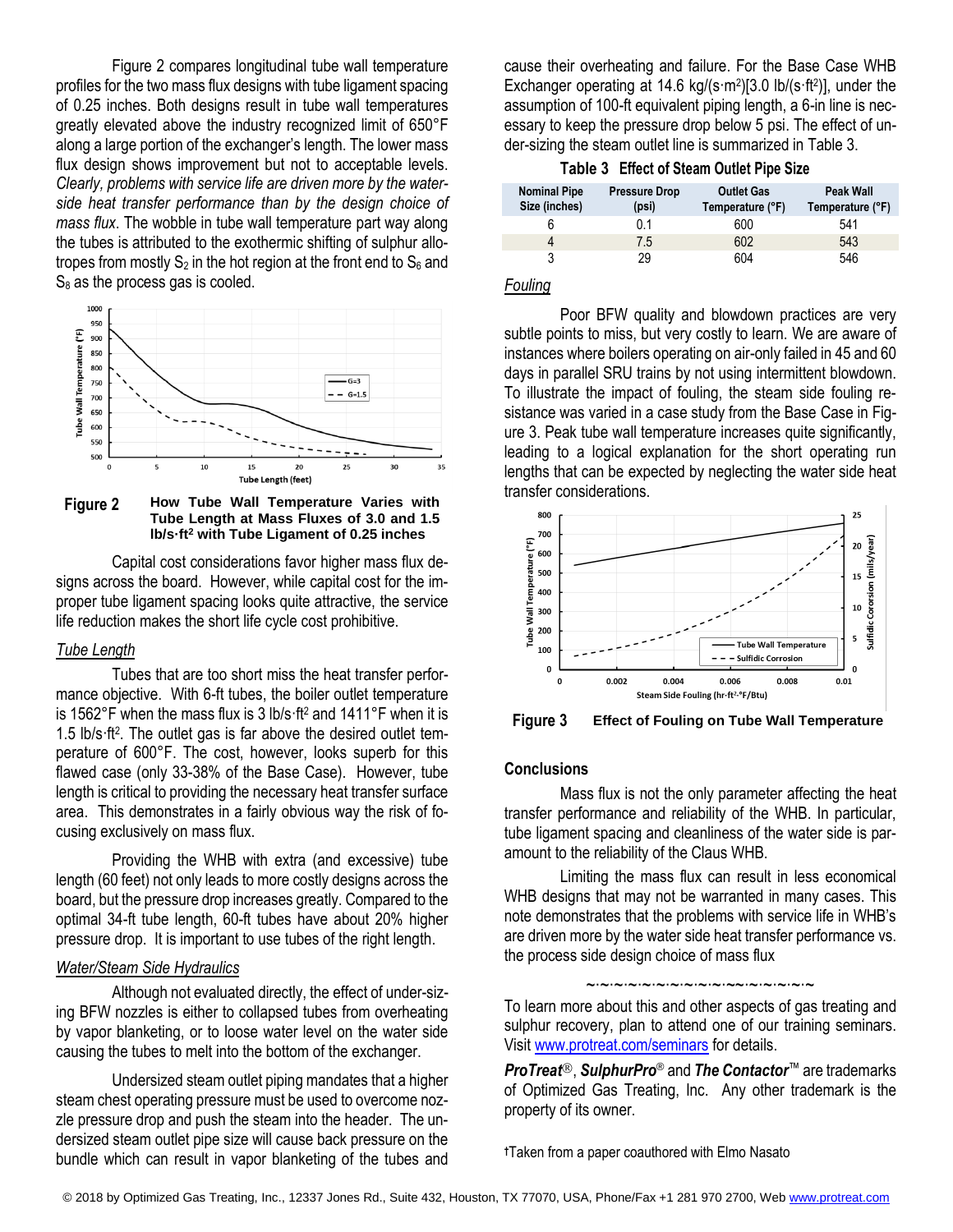Figure 2 compares longitudinal tube wall temperature profiles for the two mass flux designs with tube ligament spacing of 0.25 inches. Both designs result in tube wall temperatures greatly elevated above the industry recognized limit of 650°F along a large portion of the exchanger's length. The lower mass flux design shows improvement but not to acceptable levels. *Clearly, problems with service life are driven more by the water-side heat transfer performance than by the design choice of mass flux*. The wobble in tube wall temperature part way along the tubes is attributed to the exothermic shifting of sulphur allotropes from mostly $S_2$ in the hot region at the front end to $S_6$ and $S_8$ as the process gas is cooled.

1000
950
900
850
800
750
700
650
600
550
500
Tube Wall Temperature (°F)
0
5
10
15
20
25
30
35
Tube Length (feet)
G=3
G=1.5

**Figure 2** **How Tube Wall Temperature Varies with Tube Length at Mass Fluxes of 3.0 and 1.5 lb/s·ft² with Tube Ligament of 0.25 inches**

Capital cost considerations favor higher mass flux designs across the board. However, while capital cost for the improper tube ligament spacing looks quite attractive, the service life reduction makes the short life cycle cost prohibitive.

*Tube Length*

Tubes that are too short miss the heat transfer performance objective. With 6-ft tubes, the boiler outlet temperature is 1562°F when the mass flux is 3 lb/s·ft² and 1411°F when it is 1.5 lb/s·ft². The outlet gas is far above the desired outlet temperature of 600°F. The cost, however, looks superb for this flawed case (only 33-38% of the Base Case). However, tube length is critical to providing the necessary heat transfer surface area. This demonstrates in a fairly obvious way the risk of focusing exclusively on mass flux.

Providing the WHB with extra (and excessive) tube length (60 feet) not only leads to more costly designs across the board, but the pressure drop increases greatly. Compared to the optimal 34-ft tube length, 60-ft tubes have about 20% higher pressure drop. It is important to use tubes of the right length.

*Water/Steam Side Hydraulics*

Although not evaluated directly, the effect of under-sizing BFW nozzles is either to collapsed tubes from overheating by vapor blanketing, or to loose water level on the water side causing the tubes to melt into the bottom of the exchanger.

Undersized steam outlet piping mandates that a higher steam chest operating pressure must be used to overcome nozzle pressure drop and push the steam into the header. The undersized steam outlet pipe size will cause back pressure on the bundle which can result in vapor blanketing of the tubes and cause their overheating and failure. For the Base Case WHB Exchanger operating at 14.6 kg/(s·m²)[3.0 lb/(s·ft²)], under the assumption of 100-ft equivalent piping length, a 6-in line is necessary to keep the pressure drop below 5 psi. The effect of under-sizing the steam outlet line is summarized in Table 3.

**Table 3 Effect of Steam Outlet Pipe Size**

| Nominal Pipe Size (inches) | Pressure Drop (psi) | Outlet Gas Temperature (°F) | Peak Wall Temperature (°F) |
|---|---|---|---|
| 6 | 0.1 | 600 | 541 |
| 4 | 7.5 | 602 | 543 |
| 3 | 29 | 604 | 546 |

*Fouling*

Poor BFW quality and blowdown practices are very subtle points to miss, but very costly to learn. We are aware of instances where boilers operating on air-only failed in 45 and 60 days in parallel SRU trains by not using intermittent blowdown. To illustrate the impact of fouling, the steam side fouling resistance was varied in a case study from the Base Case in Figure 3. Peak tube wall temperature increases quite significantly, leading to a logical explanation for the short operating run lengths that can be expected by neglecting the water side heat transfer considerations.

800
700
600
500
400
300
200
100
0
Tube Wall Temperature (°F)
25
20
15
10
5
0
Sulfidic Corosion (mils/year)
0
0.002
0.004
0.006
0.008
0.01
Steam Side Fouling (hr·ft²·°F/Btu)
Tube Wall Temperature
Sulfidic Corrosion

**Figure 3** **Effect of Fouling on Tube Wall Temperature**

## Conclusions

Mass flux is not the only parameter affecting the heat transfer performance and reliability of the WHB. In particular, tube ligament spacing and cleanliness of the water side is paramount to the reliability of the Claus WHB.

Limiting the mass flux can result in less economical WHB designs that may not be warranted in many cases. This note demonstrates that the problems with service life in WHB's are driven more by the water side heat transfer performance vs. the process side design choice of mass flux

~·~·~·~·~·~·~·~·~·~·~·~·~·~·~·~·~·~

To learn more about this and other aspects of gas treating and sulphur recovery, plan to attend one of our training seminars. Visit www.protreat.com/seminars for details.

***ProTreat***®, ***SulphurPro***® and ***The Contactor***™ are trademarks of Optimized Gas Treating, Inc. Any other trademark is the property of its owner.

†Taken from a paper coauthored with Elmo Nasato

© 2018 by Optimized Gas Treating, Inc., 12337 Jones Rd., Suite 432, Houston, TX 77070, USA, Phone/Fax +1 281 970 2700, Web www.protreat.com